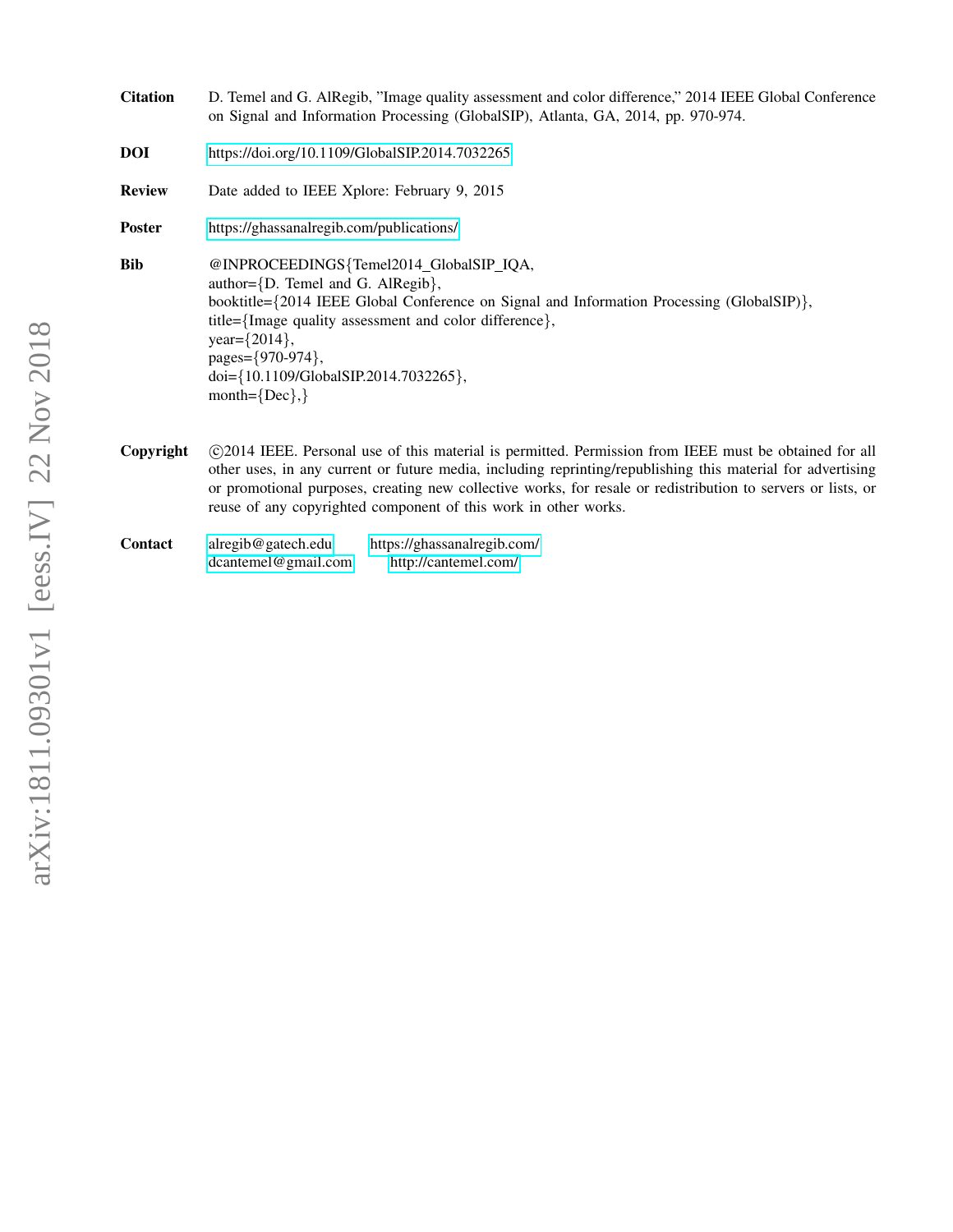**Citation** D. Temel and G. AlRegib, "Image quality assessment and color difference," 2014 IEEE Global Conference on Signal and Information Processing (GlobalSIP), Atlanta, GA, 2014, pp. 970-974.

**DOI** https://doi.org/10.1109/GlobalSIP.2014.7032265

**Review** Date added to IEEE Xplore: February 9, 2015

**Poster** https://ghassanalregib.com/publications/

**Bib** @INPROCEEDINGS{Temel2014_GlobalSIP_IQA,
author={D. Temel and G. AlRegib},
booktitle={2014 IEEE Global Conference on Signal and Information Processing (GlobalSIP)},
title={Image quality assessment and color difference},
year={2014},
pages={970-974},
doi={10.1109/GlobalSIP.2014.7032265},
month={Dec},}

**Copyright** ©2014 IEEE. Personal use of this material is permitted. Permission from IEEE must be obtained for all other uses, in any current or future media, including reprinting/republishing this material for advertising or promotional purposes, creating new collective works, for resale or redistribution to servers or lists, or reuse of any copyrighted component of this work in other works.

**Contact** alregib@gatech.edu https://ghassanalregib.com/
dcantemel@gmail.com http://cantemel.com/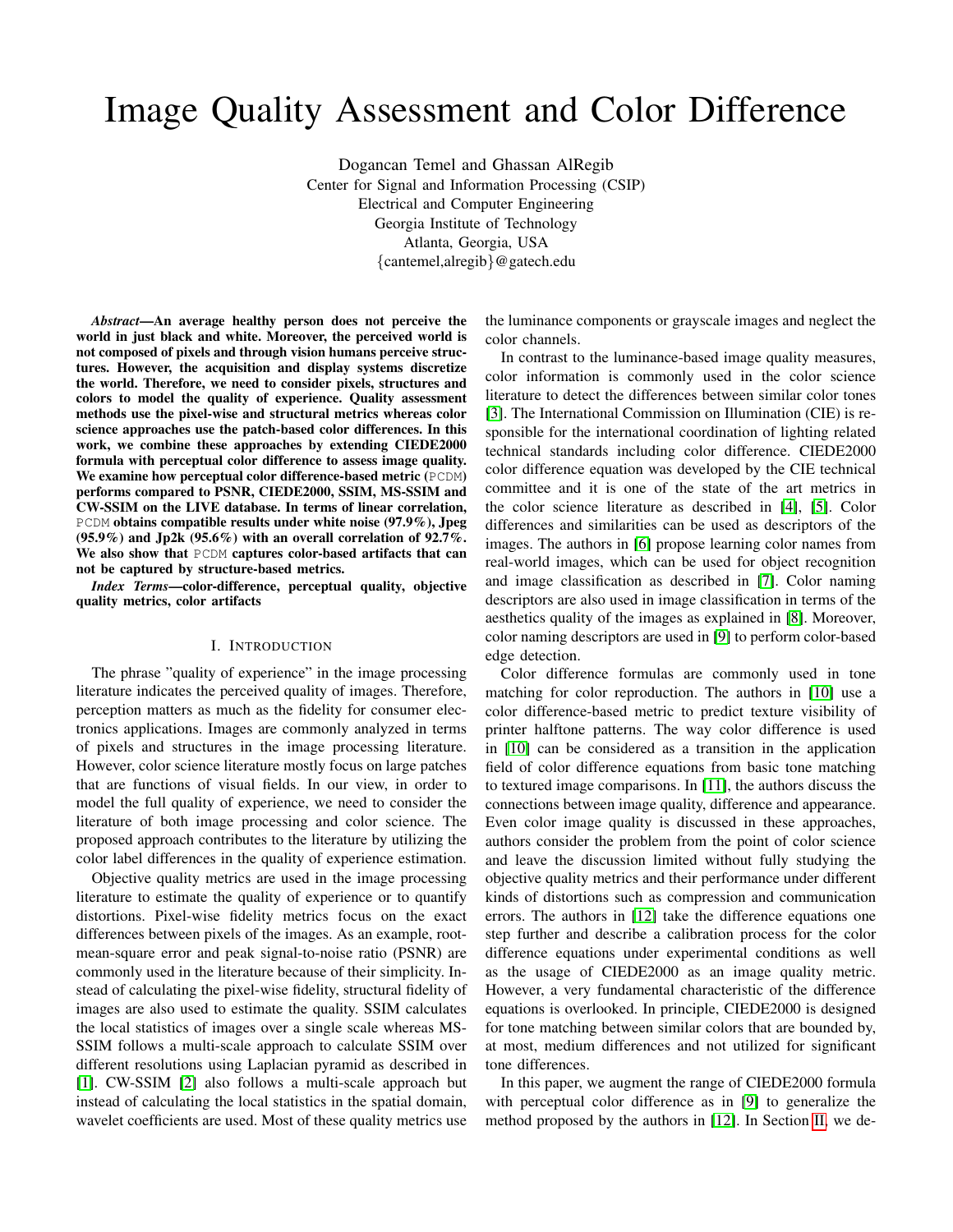# Image Quality Assessment and Color Difference

Dogancan Temel and Ghassan AlRegib
Center for Signal and Information Processing (CSIP)
Electrical and Computer Engineering
Georgia Institute of Technology
Atlanta, Georgia, USA
{cantemel,alregib}@gatech.edu

***Abstract*—An average healthy person does not perceive the world in just black and white. Moreover, the perceived world is not composed of pixels and through vision humans perceive structures. However, the acquisition and display systems discretize the world. Therefore, we need to consider pixels, structures and colors to model the quality of experience. Quality assessment methods use the pixel-wise and structural metrics whereas color science approaches use the patch-based color differences. In this work, we combine these approaches by extending CIEDE2000 formula with perceptual color difference to assess image quality. We examine how perceptual color difference-based metric (`PCDM`) performs compared to PSNR, CIEDE2000, SSIM, MS-SSIM and CW-SSIM on the LIVE database. In terms of linear correlation, `PCDM` obtains compatible results under white noise (97.9%), Jpeg (95.9%) and Jp2k (95.6%) with an overall correlation of 92.7%. We also show that `PCDM` captures color-based artifacts that can not be captured by structure-based metrics.**

***Index Terms*—color-difference, perceptual quality, objective quality metrics, color artifacts**

## I. INTRODUCTION

The phrase "quality of experience" in the image processing literature indicates the perceived quality of images. Therefore, perception matters as much as the fidelity for consumer electronics applications. Images are commonly analyzed in terms of pixels and structures in the image processing literature. However, color science literature mostly focus on large patches that are functions of visual fields. In our view, in order to model the full quality of experience, we need to consider the literature of both image processing and color science. The proposed approach contributes to the literature by utilizing the color label differences in the quality of experience estimation.

Objective quality metrics are used in the image processing literature to estimate the quality of experience or to quantify distortions. Pixel-wise fidelity metrics focus on the exact differences between pixels of the images. As an example, root-mean-square error and peak signal-to-noise ratio (PSNR) are commonly used in the literature because of their simplicity. Instead of calculating the pixel-wise fidelity, structural fidelity of images are also used to estimate the quality. SSIM calculates the local statistics of images over a single scale whereas MS-SSIM follows a multi-scale approach to calculate SSIM over different resolutions using Laplacian pyramid as described in [1]. CW-SSIM [2] also follows a multi-scale approach but instead of calculating the local statistics in the spatial domain, wavelet coefficients are used. Most of these quality metrics use the luminance components or grayscale images and neglect the color channels.

In contrast to the luminance-based image quality measures, color information is commonly used in the color science literature to detect the differences between similar color tones [3]. The International Commission on Illumination (CIE) is responsible for the international coordination of lighting related technical standards including color difference. CIEDE2000 color difference equation was developed by the CIE technical committee and it is one of the state of the art metrics in the color science literature as described in [4], [5]. Color differences and similarities can be used as descriptors of the images. The authors in [6] propose learning color names from real-world images, which can be used for object recognition and image classification as described in [7]. Color naming descriptors are also used in image classification in terms of the aesthetics quality of the images as explained in [8]. Moreover, color naming descriptors are used in [9] to perform color-based edge detection.

Color difference formulas are commonly used in tone matching for color reproduction. The authors in [10] use a color difference-based metric to predict texture visibility of printer halftone patterns. The way color difference is used in [10] can be considered as a transition in the application field of color difference equations from basic tone matching to textured image comparisons. In [11], the authors discuss the connections between image quality, difference and appearance. Even color image quality is discussed in these approaches, authors consider the problem from the point of color science and leave the discussion limited without fully studying the objective quality metrics and their performance under different kinds of distortions such as compression and communication errors. The authors in [12] take the difference equations one step further and describe a calibration process for the color difference equations under experimental conditions as well as the usage of CIEDE2000 as an image quality metric. However, a very fundamental characteristic of the difference equations is overlooked. In principle, CIEDE2000 is designed for tone matching between similar colors that are bounded by, at most, medium differences and not utilized for significant tone differences.

In this paper, we augment the range of CIEDE2000 formula with perceptual color difference as in [9] to generalize the method proposed by the authors in [12]. In Section II, we de-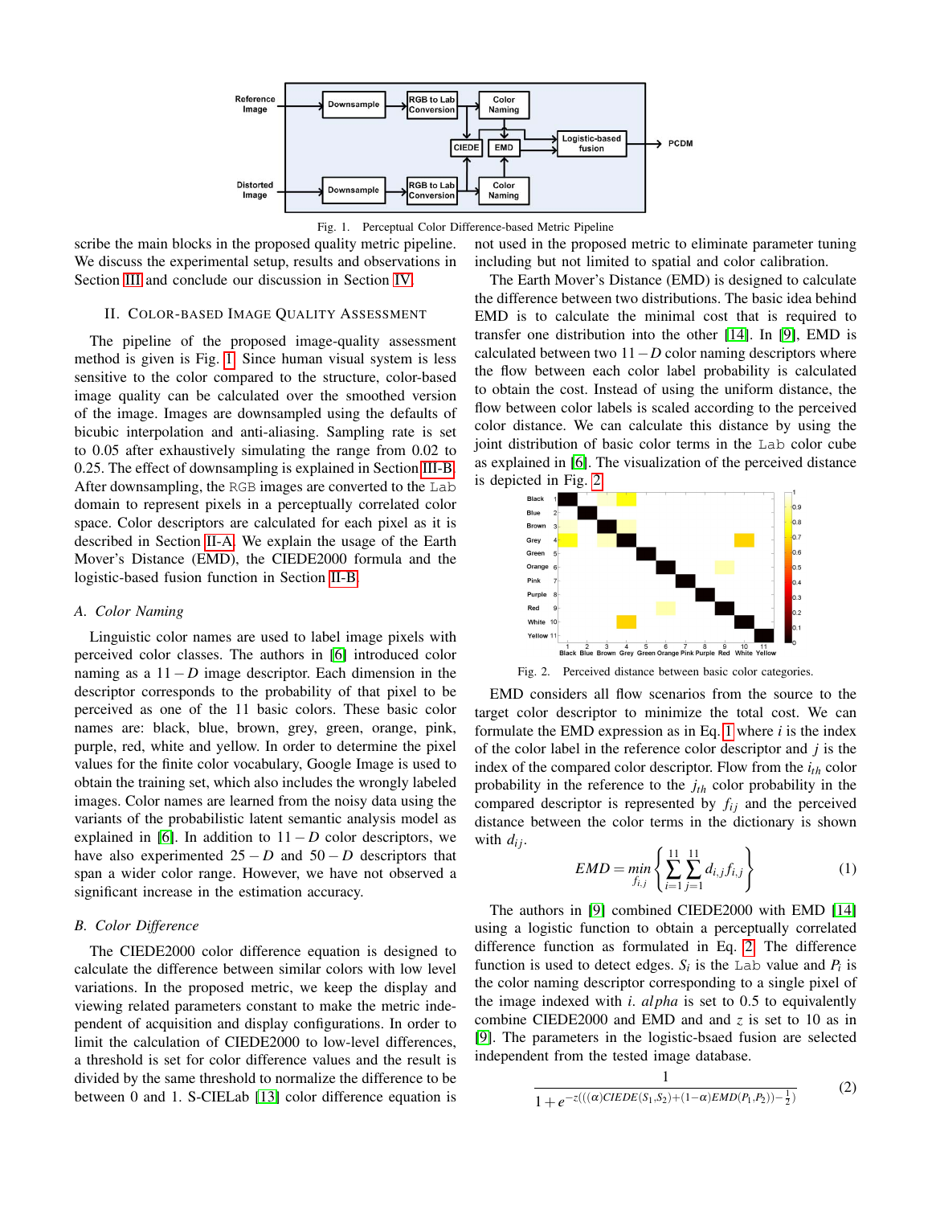Reference Image
Distorted Image
Downsample
Downsample
RGB to Lab Conversion
RGB to Lab Conversion
Color Naming
Color Naming
CIEDE
EMD
Logistic-based fusion
PCDM

Fig. 1. Perceptual Color Difference-based Metric Pipeline

scribe the main blocks in the proposed quality metric pipeline. We discuss the experimental setup, results and observations in Section III and conclude our discussion in Section IV.

## II. Color-based Image Quality Assessment

The pipeline of the proposed image-quality assessment method is given is Fig. 1. Since human visual system is less sensitive to the color compared to the structure, color-based image quality can be calculated over the smoothed version of the image. Images are downsampled using the defaults of bicubic interpolation and anti-aliasing. Sampling rate is set to 0.05 after exhaustively simulating the range from 0.02 to 0.25. The effect of downsampling is explained in Section III-B. After downsampling, the RGB images are converted to the Lab domain to represent pixels in a perceptually correlated color space. Color descriptors are calculated for each pixel as it is described in Section II-A. We explain the usage of the Earth Mover's Distance (EMD), the CIEDE2000 formula and the logistic-based fusion function in Section II-B.

### A. Color Naming

Linguistic color names are used to label image pixels with perceived color classes. The authors in [6] introduced color naming as a $11-D$ image descriptor. Each dimension in the descriptor corresponds to the probability of that pixel to be perceived as one of the 11 basic colors. These basic color names are: black, blue, brown, grey, green, orange, pink, purple, red, white and yellow. In order to determine the pixel values for the finite color vocabulary, Google Image is used to obtain the training set, which also includes the wrongly labeled images. Color names are learned from the noisy data using the variants of the probabilistic latent semantic analysis model as explained in [6]. In addition to $11-D$ color descriptors, we have also experimented $25-D$ and $50-D$ descriptors that span a wider color range. However, we have not observed a significant increase in the estimation accuracy.

### B. Color Difference

The CIEDE2000 color difference equation is designed to calculate the difference between similar colors with low level variations. In the proposed metric, we keep the display and viewing related parameters constant to make the metric independent of acquisition and display configurations. In order to limit the calculation of CIEDE2000 to low-level differences, a threshold is set for color difference values and the result is divided by the same threshold to normalize the difference to be between 0 and 1. S-CIELab [13] color difference equation is not used in the proposed metric to eliminate parameter tuning including but not limited to spatial and color calibration.

The Earth Mover's Distance (EMD) is designed to calculate the difference between two distributions. The basic idea behind EMD is to calculate the minimal cost that is required to transfer one distribution into the other [14]. In [9], EMD is calculated between two $11-D$ color naming descriptors where the flow between each color label probability is calculated to obtain the cost. Instead of using the uniform distance, the flow between color labels is scaled according to the perceived color distance. We can calculate this distance by using the joint distribution of basic color terms in the Lab color cube as explained in [6]. The visualization of the perceived distance is depicted in Fig. 2.

Black 1
Blue 2
Brown 3
Grey 4
Green 5
Orange 6
Pink 7
Purple 8
Red 9
White 10
Yellow 11
1 Black 2 Blue 3 Brown 4 Grey 5 Green 6 Orange 7 Pink 8 Purple 9 Red 10 White 11 Yellow
1 0.9 0.8 0.7 0.6 0.5 0.4 0.3 0.2 0.1 0

Fig. 2. Perceived distance between basic color categories.

EMD considers all flow scenarios from the source to the target color descriptor to minimize the total cost. We can formulate the EMD expression as in Eq. 1 where $i$ is the index of the color label in the reference color descriptor and $j$ is the index of the compared color descriptor. Flow from the $i_{th}$ color probability in the reference to the $j_{th}$ color probability in the compared descriptor is represented by $f_{ij}$ and the perceived distance between the color terms in the dictionary is shown with $d_{ij}$.

$$EMD = \min_{f_{i,j}} \left\{ \sum_{i=1}^{11} \sum_{j=1}^{11} d_{i,j} f_{i,j} \right\} \tag{1}$$

The authors in [9] combined CIEDE2000 with EMD [14] using a logistic function to obtain a perceptually correlated difference function as formulated in Eq. 2. The difference function is used to detect edges. $S_i$ is the Lab value and $P_i$ is the color naming descriptor corresponding to a single pixel of the image indexed with $i$. $alpha$ is set to 0.5 to equivalently combine CIEDE2000 and EMD and and $z$ is set to 10 as in [9]. The parameters in the logistic-bsaed fusion are selected independent from the tested image database.

$$\frac{1}{1+e^{-z(((\alpha)CIEDE(S_1,S_2)+(1-\alpha)EMD(P_1,P_2))-\frac{1}{2})}} \tag{2}$$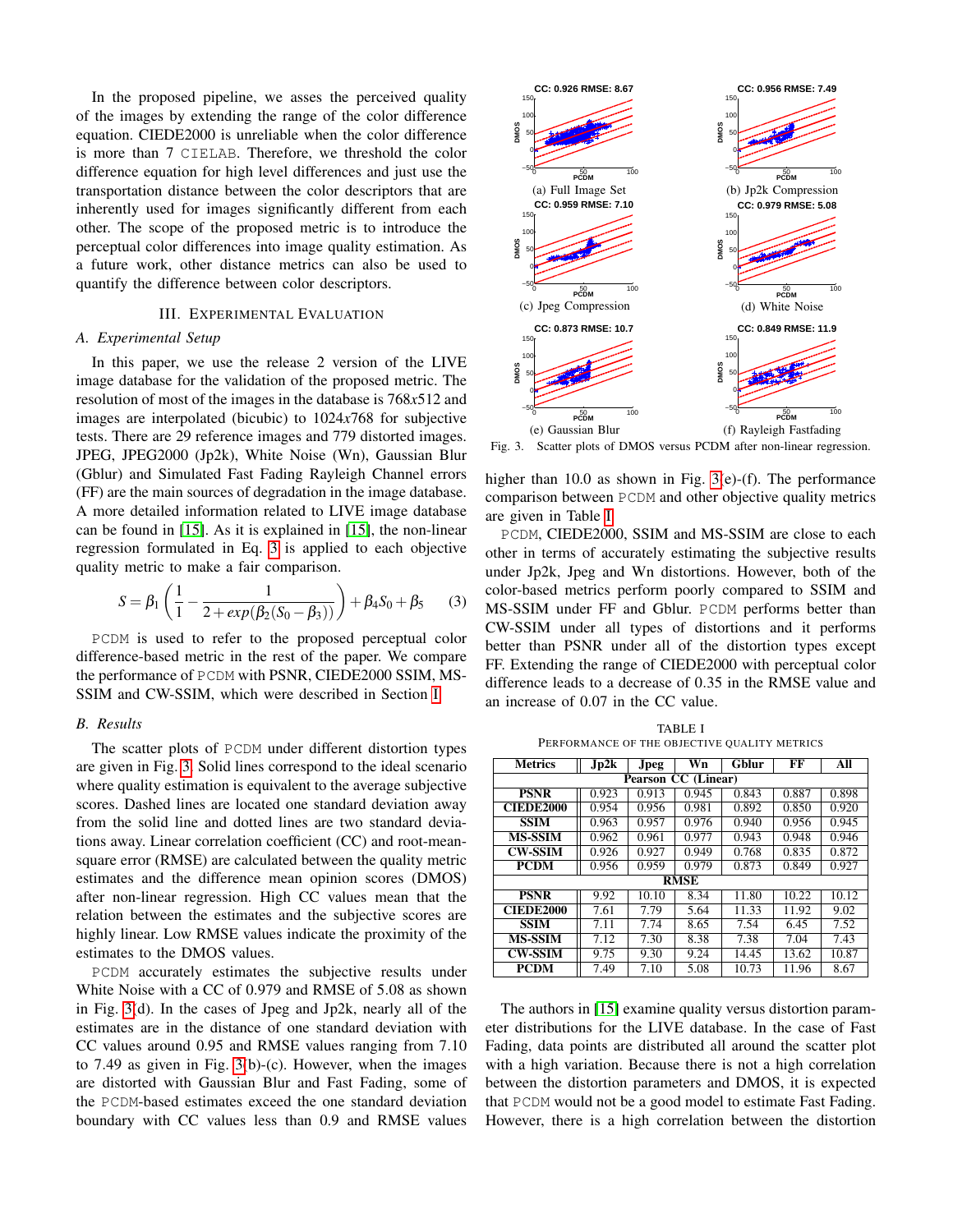In the proposed pipeline, we asses the perceived quality of the images by extending the range of the color difference equation. CIEDE2000 is unreliable when the color difference is more than 7 CIELAB. Therefore, we threshold the color difference equation for high level differences and just use the transportation distance between the color descriptors that are inherently used for images significantly different from each other. The scope of the proposed metric is to introduce the perceptual color differences into image quality estimation. As a future work, other distance metrics can also be used to quantify the difference between color descriptors.

## III. Experimental Evaluation

### A. Experimental Setup

In this paper, we use the release 2 version of the LIVE image database for the validation of the proposed metric. The resolution of most of the images in the database is 768$x$512 and images are interpolated (bicubic) to 1024$x$768 for subjective tests. There are 29 reference images and 779 distorted images. JPEG, JPEG2000 (Jp2k), White Noise (Wn), Gaussian Blur (Gblur) and Simulated Fast Fading Rayleigh Channel errors (FF) are the main sources of degradation in the image database. A more detailed information related to LIVE image database can be found in [15]. As it is explained in [15], the non-linear regression formulated in Eq. 3 is applied to each objective quality metric to make a fair comparison.

$$S = \beta_1 \left( \frac{1}{1} - \frac{1}{2 + exp(\beta_2 (S_0 - \beta_3))} \right) + \beta_4 S_0 + \beta_5 \quad (3)$$

PCDM is used to refer to the proposed perceptual color difference-based metric in the rest of the paper. We compare the performance of PCDM with PSNR, CIEDE2000 SSIM, MS-SSIM and CW-SSIM, which were described in Section I.

### B. Results

The scatter plots of PCDM under different distortion types are given in Fig. 3. Solid lines correspond to the ideal scenario where quality estimation is equivalent to the average subjective scores. Dashed lines are located one standard deviation away from the solid line and dotted lines are two standard deviations away. Linear correlation coefficient (CC) and root-mean-square error (RMSE) are calculated between the quality metric estimates and the difference mean opinion scores (DMOS) after non-linear regression. High CC values mean that the relation between the estimates and the subjective scores are highly linear. Low RMSE values indicate the proximity of the estimates to the DMOS values.

PCDM accurately estimates the subjective results under White Noise with a CC of 0.979 and RMSE of 5.08 as shown in Fig. 3(d). In the cases of Jpeg and Jp2k, nearly all of the estimates are in the distance of one standard deviation with CC values around 0.95 and RMSE values ranging from 7.10 to 7.49 as given in Fig. 3(b)-(c). However, when the images are distorted with Gaussian Blur and Fast Fading, some of the PCDM-based estimates exceed the one standard deviation boundary with CC values less than 0.9 and RMSE values higher than 10.0 as shown in Fig. 3(e)-(f). The performance comparison between PCDM and other objective quality metrics are given in Table I.

CC: 0.926 RMSE: 8.67
(a) Full Image Set

CC: 0.956 RMSE: 7.49
(b) Jp2k Compression

CC: 0.959 RMSE: 7.10
(c) Jpeg Compression

CC: 0.979 RMSE: 5.08
(d) White Noise

CC: 0.873 RMSE: 10.7
(e) Gaussian Blur

CC: 0.849 RMSE: 11.9
(f) Rayleigh Fastfading

Fig. 3. Scatter plots of DMOS versus PCDM after non-linear regression.

PCDM, CIEDE2000, SSIM and MS-SSIM are close to each other in terms of accurately estimating the subjective results under Jp2k, Jpeg and Wn distortions. However, both of the color-based metrics perform poorly compared to SSIM and MS-SSIM under FF and Gblur. PCDM performs better than CW-SSIM under all types of distortions and it performs better than PSNR under all of the distortion types except FF. Extending the range of CIEDE2000 with perceptual color difference leads to a decrease of 0.35 in the RMSE value and an increase of 0.07 in the CC value.

TABLE I
Performance of the objective quality metrics

| Metrics | Jp2k | Jpeg | Wn | Gblur | FF | All |
|---|---|---|---|---|---|---|
| **Pearson CC (Linear)** | | | | | | |
| **PSNR** | 0.923 | 0.913 | 0.945 | 0.843 | 0.887 | 0.898 |
| **CIEDE2000** | 0.954 | 0.956 | 0.981 | 0.892 | 0.850 | 0.920 |
| **SSIM** | 0.963 | 0.957 | 0.976 | 0.940 | 0.956 | 0.945 |
| **MS-SSIM** | 0.962 | 0.961 | 0.977 | 0.943 | 0.948 | 0.946 |
| **CW-SSIM** | 0.926 | 0.927 | 0.949 | 0.768 | 0.835 | 0.872 |
| **PCDM** | 0.956 | 0.959 | 0.979 | 0.873 | 0.849 | 0.927 |
| **RMSE** | | | | | | |
| **PSNR** | 9.92 | 10.10 | 8.34 | 11.80 | 10.22 | 10.12 |
| **CIEDE2000** | 7.61 | 7.79 | 5.64 | 11.33 | 11.92 | 9.02 |
| **SSIM** | 7.11 | 7.74 | 8.65 | 7.54 | 6.45 | 7.52 |
| **MS-SSIM** | 7.12 | 7.30 | 8.38 | 7.38 | 7.04 | 7.43 |
| **CW-SSIM** | 9.75 | 9.30 | 9.24 | 14.45 | 13.62 | 10.87 |
| **PCDM** | 7.49 | 7.10 | 5.08 | 10.73 | 11.96 | 8.67 |

The authors in [15] examine quality versus distortion parameter distributions for the LIVE database. In the case of Fast Fading, data points are distributed all around the scatter plot with a high variation. Because there is not a high correlation between the distortion parameters and DMOS, it is expected that PCDM would not be a good model to estimate Fast Fading. However, there is a high correlation between the distortion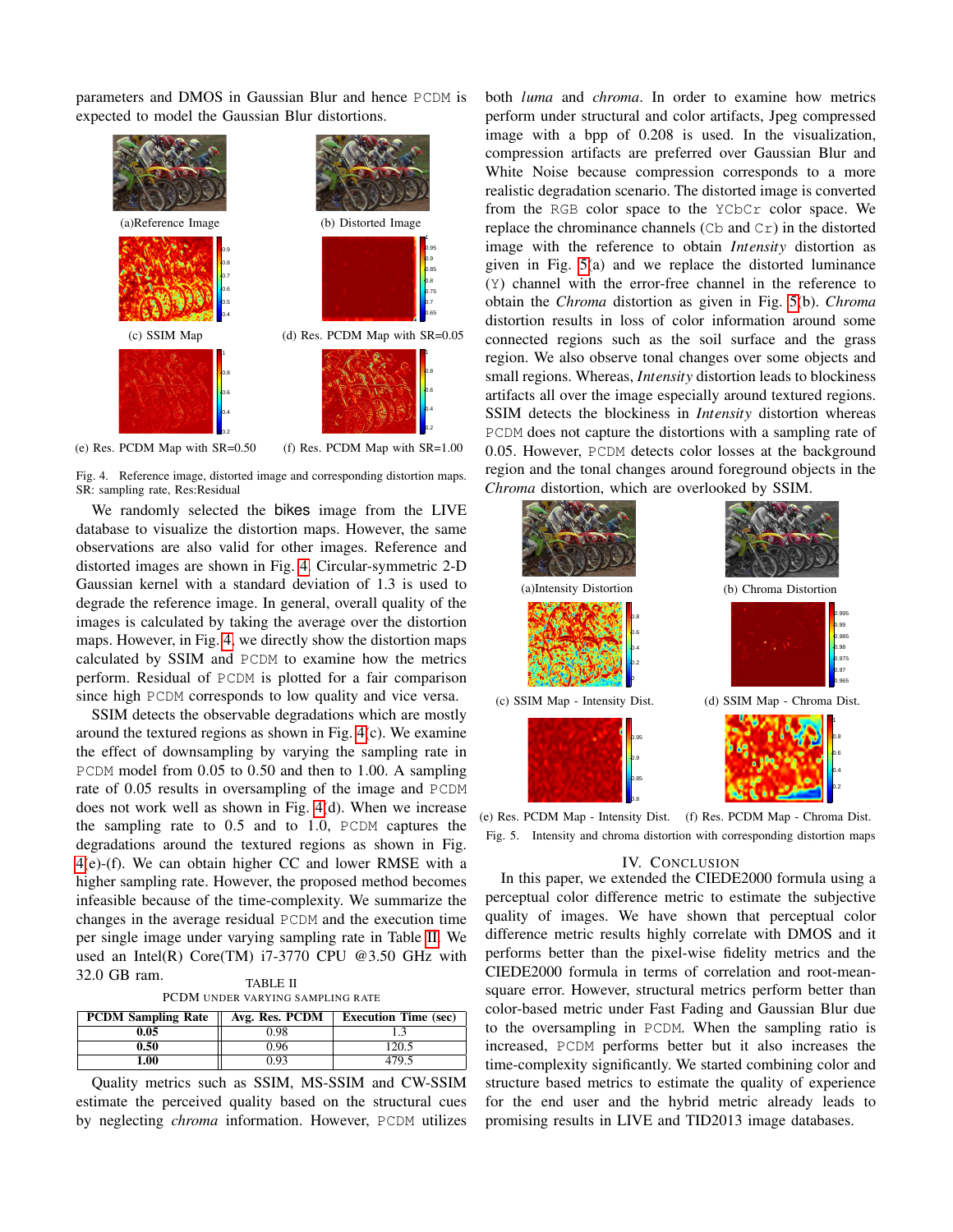parameters and DMOS in Gaussian Blur and hence PCDM is expected to model the Gaussian Blur distortions.

(a)Reference Image

(b) Distorted Image

(c) SSIM Map

(d) Res. PCDM Map with SR=0.05

(e) Res. PCDM Map with SR=0.50

(f) Res. PCDM Map with SR=1.00

Fig. 4. Reference image, distorted image and corresponding distortion maps. SR: sampling rate, Res:Residual

We randomly selected the bikes image from the LIVE database to visualize the distortion maps. However, the same observations are also valid for other images. Reference and distorted images are shown in Fig. 4. Circular-symmetric 2-D Gaussian kernel with a standard deviation of 1.3 is used to degrade the reference image. In general, overall quality of the images is calculated by taking the average over the distortion maps. However, in Fig. 4, we directly show the distortion maps calculated by SSIM and PCDM to examine how the metrics perform. Residual of PCDM is plotted for a fair comparison since high PCDM corresponds to low quality and vice versa.

SSIM detects the observable degradations which are mostly around the textured regions as shown in Fig. 4(c). We examine the effect of downsampling by varying the sampling rate in PCDM model from 0.05 to 0.50 and then to 1.00. A sampling rate of 0.05 results in oversampling of the image and PCDM does not work well as shown in Fig. 4(d). When we increase the sampling rate to 0.5 and to 1.0, PCDM captures the degradations around the textured regions as shown in Fig. 4(e)-(f). We can obtain higher CC and lower RMSE with a higher sampling rate. However, the proposed method becomes infeasible because of the time-complexity. We summarize the changes in the average residual PCDM and the execution time per single image under varying sampling rate in Table II. We used an Intel(R) Core(TM) i7-3770 CPU @3.50 GHz with 32.0 GB ram.

TABLE II
PCDM UNDER VARYING SAMPLING RATE

| PCDM Sampling Rate | Avg. Res. PCDM | Execution Time (sec) |
|---|---|---|
| 0.05 | 0.98 | 1.3 |
| 0.50 | 0.96 | 120.5 |
| 1.00 | 0.93 | 479.5 |

Quality metrics such as SSIM, MS-SSIM and CW-SSIM estimate the perceived quality based on the structural cues by neglecting *chroma* information. However, PCDM utilizes both *luma* and *chroma*. In order to examine how metrics perform under structural and color artifacts, Jpeg compressed image with a bpp of 0.208 is used. In the visualization, compression artifacts are preferred over Gaussian Blur and White Noise because compression corresponds to a more realistic degradation scenario. The distorted image is converted from the RGB color space to the YCbCr color space. We replace the chrominance channels (Cb and Cr) in the distorted image with the reference to obtain *Intensity* distortion as given in Fig. 5(a) and we replace the distorted luminance (Y) channel with the error-free channel in the reference to obtain the *Chroma* distortion as given in Fig. 5(b). *Chroma* distortion results in loss of color information around some connected regions such as the soil surface and the grass region. We also observe tonal changes over some objects and small regions. Whereas, *Intensity* distortion leads to blockiness artifacts all over the image especially around textured regions. SSIM detects the blockiness in *Intensity* distortion whereas PCDM does not capture the distortions with a sampling rate of 0.05. However, PCDM detects color losses at the background region and the tonal changes around foreground objects in the *Chroma* distortion, which are overlooked by SSIM.

(a)Intensity Distortion

(b) Chroma Distortion

(c) SSIM Map - Intensity Dist.

(d) SSIM Map - Chroma Dist.

(e) Res. PCDM Map - Intensity Dist.

(f) Res. PCDM Map - Chroma Dist.

Fig. 5. Intensity and chroma distortion with corresponding distortion maps

## IV. Conclusion

In this paper, we extended the CIEDE2000 formula using a perceptual color difference metric to estimate the subjective quality of images. We have shown that perceptual color difference metric results highly correlate with DMOS and it performs better than the pixel-wise fidelity metrics and the CIEDE2000 formula in terms of correlation and root-mean-square error. However, structural metrics perform better than color-based metric under Fast Fading and Gaussian Blur due to the oversampling in PCDM. When the sampling ratio is increased, PCDM performs better but it also increases the time-complexity significantly. We started combining color and structure based metrics to estimate the quality of experience for the end user and the hybrid metric already leads to promising results in LIVE and TID2013 image databases.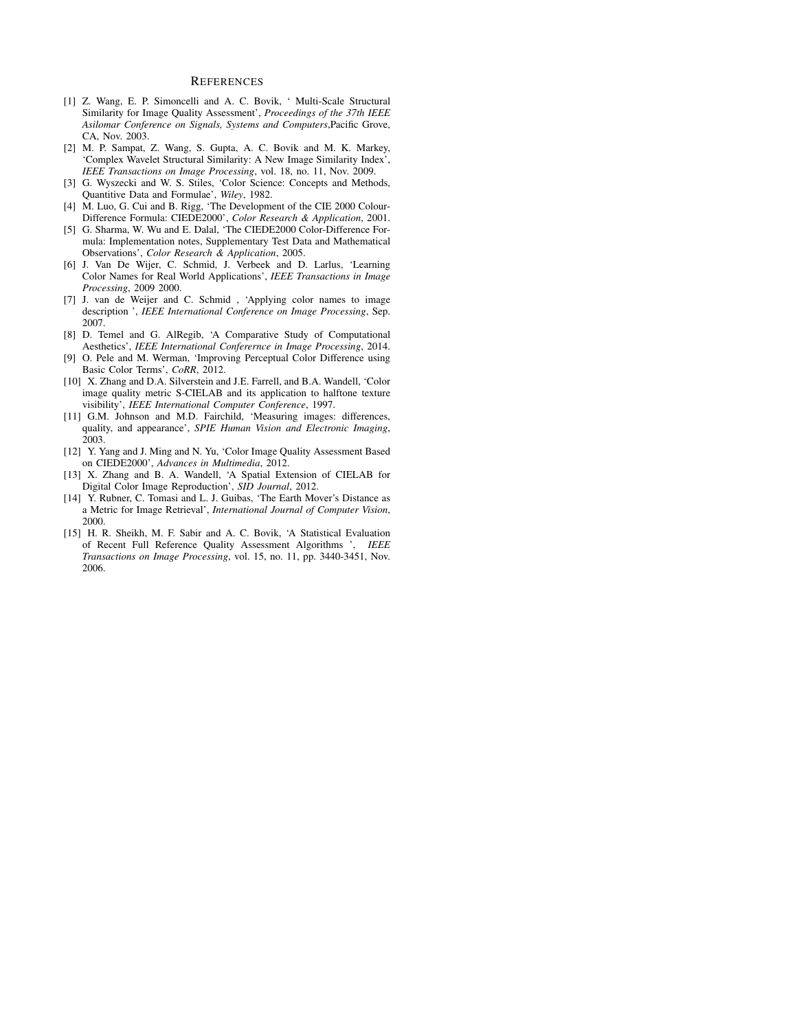## REFERENCES

[1] Z. Wang, E. P. Simoncelli and A. C. Bovik, ‘ Multi-Scale Structural Similarity for Image Quality Assessment’, *Proceedings of the 37th IEEE Asilomar Conference on Signals, Systems and Computers*,Pacific Grove, CA, Nov. 2003.

[2] M. P. Sampat, Z. Wang, S. Gupta, A. C. Bovik and M. K. Markey, ‘Complex Wavelet Structural Similarity: A New Image Similarity Index’, *IEEE Transactions on Image Processing*, vol. 18, no. 11, Nov. 2009.

[3] G. Wyszecki and W. S. Stiles, ‘Color Science: Concepts and Methods, Quantitive Data and Formulae’, *Wiley*, 1982.

[4] M. Luo, G. Cui and B. Rigg, ‘The Development of the CIE 2000 Colour-Difference Formula: CIEDE2000’, *Color Research & Application*, 2001.

[5] G. Sharma, W. Wu and E. Dalal, ‘The CIEDE2000 Color-Difference Formula: Implementation notes, Supplementary Test Data and Mathematical Observations’, *Color Research & Application*, 2005.

[6] J. Van De Wijer, C. Schmid, J. Verbeek and D. Larlus, ‘Learning Color Names for Real World Applications’, *IEEE Transactions in Image Processing*, 2009 2000.

[7] J. van de Weijer and C. Schmid , ‘Applying color names to image description ’, *IEEE International Conference on Image Processing*, Sep. 2007.

[8] D. Temel and G. AlRegib, ‘A Comparative Study of Computational Aesthetics’, *IEEE International Conferernce in Image Processing*, 2014.

[9] O. Pele and M. Werman, ‘Improving Perceptual Color Difference using Basic Color Terms’, *CoRR*, 2012.

[10] X. Zhang and D.A. Silverstein and J.E. Farrell, and B.A. Wandell, ‘Color image quality metric S-CIELAB and its application to halftone texture visibility’, *IEEE International Computer Conference*, 1997.

[11] G.M. Johnson and M.D. Fairchild, ‘Measuring images: differences, quality, and appearance’, *SPIE Human Vision and Electronic Imaging*, 2003.

[12] Y. Yang and J. Ming and N. Yu, ‘Color Image Quality Assessment Based on CIEDE2000’, *Advances in Multimedia*, 2012.

[13] X. Zhang and B. A. Wandell, ‘A Spatial Extension of CIELAB for Digital Color Image Reproduction’, *SID Journal*, 2012.

[14] Y. Rubner, C. Tomasi and L. J. Guibas, ‘The Earth Mover’s Distance as a Metric for Image Retrieval’, *International Journal of Computer Vision*, 2000.

[15] H. R. Sheikh, M. F. Sabir and A. C. Bovik, ‘A Statistical Evaluation of Recent Full Reference Quality Assessment Algorithms ’, *IEEE Transactions on Image Processing*, vol. 15, no. 11, pp. 3440-3451, Nov. 2006.